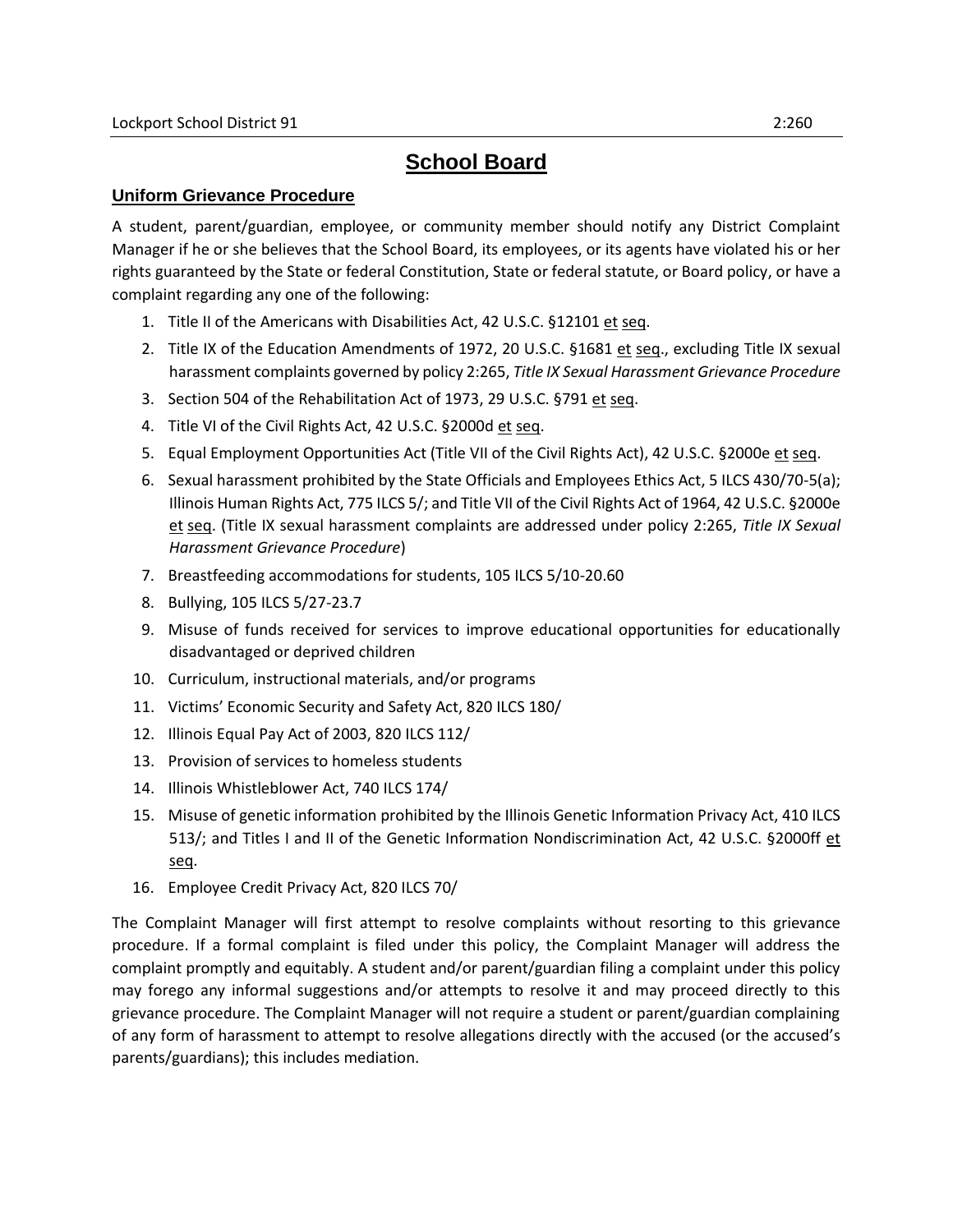# School Board

## Uniform Grievance Procedure

A student, parent/guardian, employee, or community member should notify any District Complaint Manager if he or she believes that the School Board, its employees, or its agents have violated his or her rights guaranteed by the State or federal Constitution, State or federal statute, or Board policy, or have a complaint regarding any one of the following:

1. Title II of the Americans with Disabilities Act, 42 U.S.C. §12101 et seq.
2. Title IX of the Education Amendments of 1972, 20 U.S.C. §1681 et seq., excluding Title IX sexual harassment complaints governed by policy 2:265, *Title IX Sexual Harassment Grievance Procedure*
3. Section 504 of the Rehabilitation Act of 1973, 29 U.S.C. §791 et seq.
4. Title VI of the Civil Rights Act, 42 U.S.C. §2000d et seq.
5. Equal Employment Opportunities Act (Title VII of the Civil Rights Act), 42 U.S.C. §2000e et seq.
6. Sexual harassment prohibited by the State Officials and Employees Ethics Act, 5 ILCS 430/70-5(a); Illinois Human Rights Act, 775 ILCS 5/; and Title VII of the Civil Rights Act of 1964, 42 U.S.C. §2000e et seq. (Title IX sexual harassment complaints are addressed under policy 2:265, *Title IX Sexual Harassment Grievance Procedure*)
7. Breastfeeding accommodations for students, 105 ILCS 5/10-20.60
8. Bullying, 105 ILCS 5/27-23.7
9. Misuse of funds received for services to improve educational opportunities for educationally disadvantaged or deprived children
10. Curriculum, instructional materials, and/or programs
11. Victims' Economic Security and Safety Act, 820 ILCS 180/
12. Illinois Equal Pay Act of 2003, 820 ILCS 112/
13. Provision of services to homeless students
14. Illinois Whistleblower Act, 740 ILCS 174/
15. Misuse of genetic information prohibited by the Illinois Genetic Information Privacy Act, 410 ILCS 513/; and Titles I and II of the Genetic Information Nondiscrimination Act, 42 U.S.C. §2000ff et seq.
16. Employee Credit Privacy Act, 820 ILCS 70/

The Complaint Manager will first attempt to resolve complaints without resorting to this grievance procedure. If a formal complaint is filed under this policy, the Complaint Manager will address the complaint promptly and equitably. A student and/or parent/guardian filing a complaint under this policy may forego any informal suggestions and/or attempts to resolve it and may proceed directly to this grievance procedure. The Complaint Manager will not require a student or parent/guardian complaining of any form of harassment to attempt to resolve allegations directly with the accused (or the accused's parents/guardians); this includes mediation.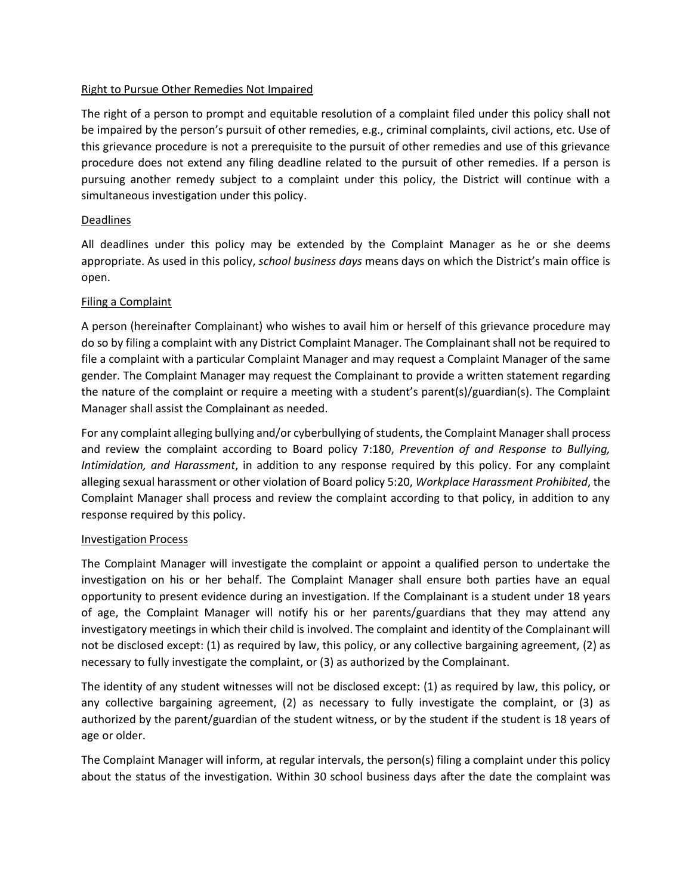### Right to Pursue Other Remedies Not Impaired

The right of a person to prompt and equitable resolution of a complaint filed under this policy shall not be impaired by the person's pursuit of other remedies, e.g., criminal complaints, civil actions, etc. Use of this grievance procedure is not a prerequisite to the pursuit of other remedies and use of this grievance procedure does not extend any filing deadline related to the pursuit of other remedies. If a person is pursuing another remedy subject to a complaint under this policy, the District will continue with a simultaneous investigation under this policy.

### Deadlines

All deadlines under this policy may be extended by the Complaint Manager as he or she deems appropriate. As used in this policy, *school business days* means days on which the District's main office is open.

### Filing a Complaint

A person (hereinafter Complainant) who wishes to avail him or herself of this grievance procedure may do so by filing a complaint with any District Complaint Manager. The Complainant shall not be required to file a complaint with a particular Complaint Manager and may request a Complaint Manager of the same gender. The Complaint Manager may request the Complainant to provide a written statement regarding the nature of the complaint or require a meeting with a student's parent(s)/guardian(s). The Complaint Manager shall assist the Complainant as needed.

For any complaint alleging bullying and/or cyberbullying of students, the Complaint Manager shall process and review the complaint according to Board policy 7:180, *Prevention of and Response to Bullying, Intimidation, and Harassment*, in addition to any response required by this policy. For any complaint alleging sexual harassment or other violation of Board policy 5:20, *Workplace Harassment Prohibited*, the Complaint Manager shall process and review the complaint according to that policy, in addition to any response required by this policy.

### Investigation Process

The Complaint Manager will investigate the complaint or appoint a qualified person to undertake the investigation on his or her behalf. The Complaint Manager shall ensure both parties have an equal opportunity to present evidence during an investigation. If the Complainant is a student under 18 years of age, the Complaint Manager will notify his or her parents/guardians that they may attend any investigatory meetings in which their child is involved. The complaint and identity of the Complainant will not be disclosed except: (1) as required by law, this policy, or any collective bargaining agreement, (2) as necessary to fully investigate the complaint, or (3) as authorized by the Complainant.

The identity of any student witnesses will not be disclosed except: (1) as required by law, this policy, or any collective bargaining agreement, (2) as necessary to fully investigate the complaint, or (3) as authorized by the parent/guardian of the student witness, or by the student if the student is 18 years of age or older.

The Complaint Manager will inform, at regular intervals, the person(s) filing a complaint under this policy about the status of the investigation. Within 30 school business days after the date the complaint was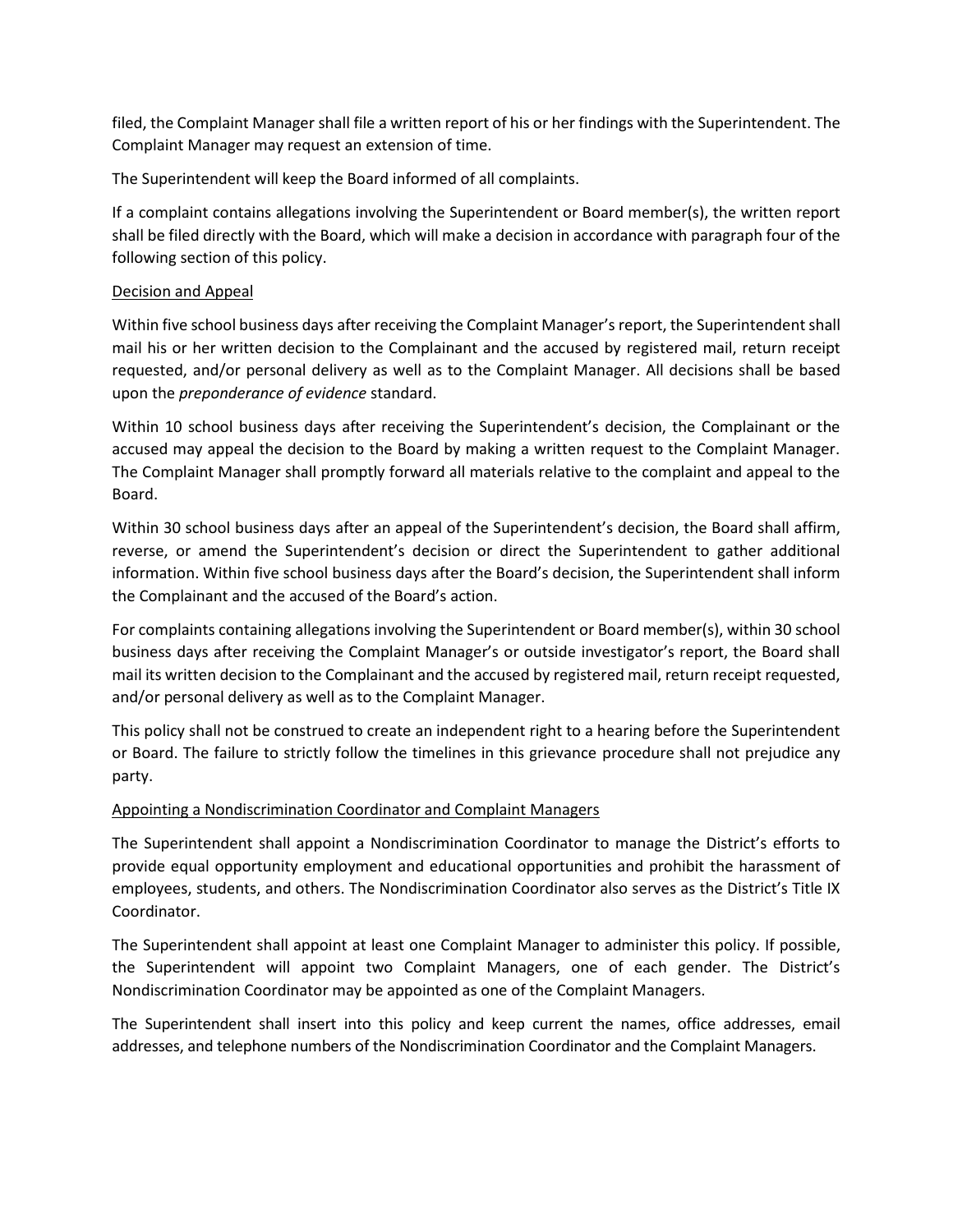filed, the Complaint Manager shall file a written report of his or her findings with the Superintendent. The Complaint Manager may request an extension of time.

The Superintendent will keep the Board informed of all complaints.

If a complaint contains allegations involving the Superintendent or Board member(s), the written report shall be filed directly with the Board, which will make a decision in accordance with paragraph four of the following section of this policy.

## Decision and Appeal

Within five school business days after receiving the Complaint Manager's report, the Superintendent shall mail his or her written decision to the Complainant and the accused by registered mail, return receipt requested, and/or personal delivery as well as to the Complaint Manager. All decisions shall be based upon the *preponderance of evidence* standard.

Within 10 school business days after receiving the Superintendent's decision, the Complainant or the accused may appeal the decision to the Board by making a written request to the Complaint Manager. The Complaint Manager shall promptly forward all materials relative to the complaint and appeal to the Board.

Within 30 school business days after an appeal of the Superintendent's decision, the Board shall affirm, reverse, or amend the Superintendent's decision or direct the Superintendent to gather additional information. Within five school business days after the Board's decision, the Superintendent shall inform the Complainant and the accused of the Board's action.

For complaints containing allegations involving the Superintendent or Board member(s), within 30 school business days after receiving the Complaint Manager's or outside investigator's report, the Board shall mail its written decision to the Complainant and the accused by registered mail, return receipt requested, and/or personal delivery as well as to the Complaint Manager.

This policy shall not be construed to create an independent right to a hearing before the Superintendent or Board. The failure to strictly follow the timelines in this grievance procedure shall not prejudice any party.

## Appointing a Nondiscrimination Coordinator and Complaint Managers

The Superintendent shall appoint a Nondiscrimination Coordinator to manage the District's efforts to provide equal opportunity employment and educational opportunities and prohibit the harassment of employees, students, and others. The Nondiscrimination Coordinator also serves as the District's Title IX Coordinator.

The Superintendent shall appoint at least one Complaint Manager to administer this policy. If possible, the Superintendent will appoint two Complaint Managers, one of each gender. The District's Nondiscrimination Coordinator may be appointed as one of the Complaint Managers.

The Superintendent shall insert into this policy and keep current the names, office addresses, email addresses, and telephone numbers of the Nondiscrimination Coordinator and the Complaint Managers.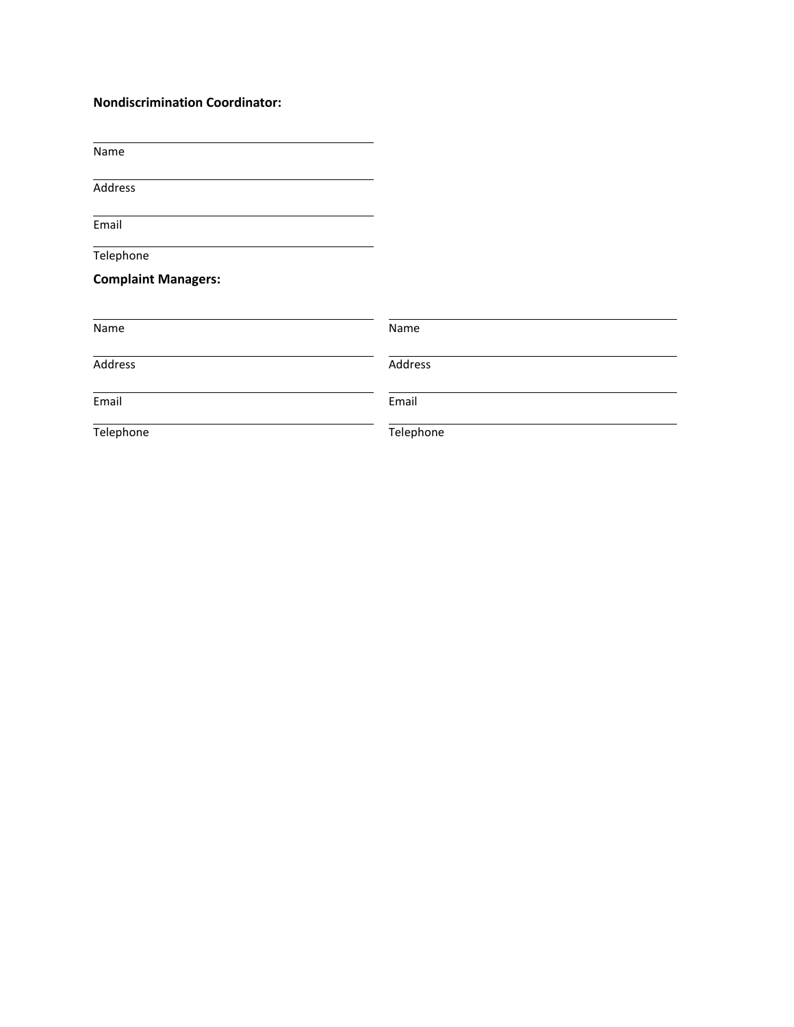**Nondiscrimination Coordinator:**

\_\_\_\_\_\_\_\_\_\_\_\_\_\_\_\_\_\_\_\_\_\_\_\_\_\_\_\_\_\_\_\_\_\_\_\_\_\_\_\_
Name

\_\_\_\_\_\_\_\_\_\_\_\_\_\_\_\_\_\_\_\_\_\_\_\_\_\_\_\_\_\_\_\_\_\_\_\_\_\_\_\_
Address

\_\_\_\_\_\_\_\_\_\_\_\_\_\_\_\_\_\_\_\_\_\_\_\_\_\_\_\_\_\_\_\_\_\_\_\_\_\_\_\_
Email

\_\_\_\_\_\_\_\_\_\_\_\_\_\_\_\_\_\_\_\_\_\_\_\_\_\_\_\_\_\_\_\_\_\_\_\_\_\_\_\_
Telephone

**Complaint Managers:**

| | |
|---|---|
| \_\_\_\_\_\_\_\_\_\_\_\_\_\_\_\_\_\_\_\_\_\_\_\_\_\_\_\_\_\_\_\_\_\_\_\_\_\_\_\_ Name | \_\_\_\_\_\_\_\_\_\_\_\_\_\_\_\_\_\_\_\_\_\_\_\_\_\_\_\_\_\_\_\_\_\_\_\_\_\_\_\_ Name |
| \_\_\_\_\_\_\_\_\_\_\_\_\_\_\_\_\_\_\_\_\_\_\_\_\_\_\_\_\_\_\_\_\_\_\_\_\_\_\_\_ Address | \_\_\_\_\_\_\_\_\_\_\_\_\_\_\_\_\_\_\_\_\_\_\_\_\_\_\_\_\_\_\_\_\_\_\_\_\_\_\_\_ Address |
| \_\_\_\_\_\_\_\_\_\_\_\_\_\_\_\_\_\_\_\_\_\_\_\_\_\_\_\_\_\_\_\_\_\_\_\_\_\_\_\_ Email | \_\_\_\_\_\_\_\_\_\_\_\_\_\_\_\_\_\_\_\_\_\_\_\_\_\_\_\_\_\_\_\_\_\_\_\_\_\_\_\_ Email |
| \_\_\_\_\_\_\_\_\_\_\_\_\_\_\_\_\_\_\_\_\_\_\_\_\_\_\_\_\_\_\_\_\_\_\_\_\_\_\_\_ Telephone | \_\_\_\_\_\_\_\_\_\_\_\_\_\_\_\_\_\_\_\_\_\_\_\_\_\_\_\_\_\_\_\_\_\_\_\_\_\_\_\_ Telephone |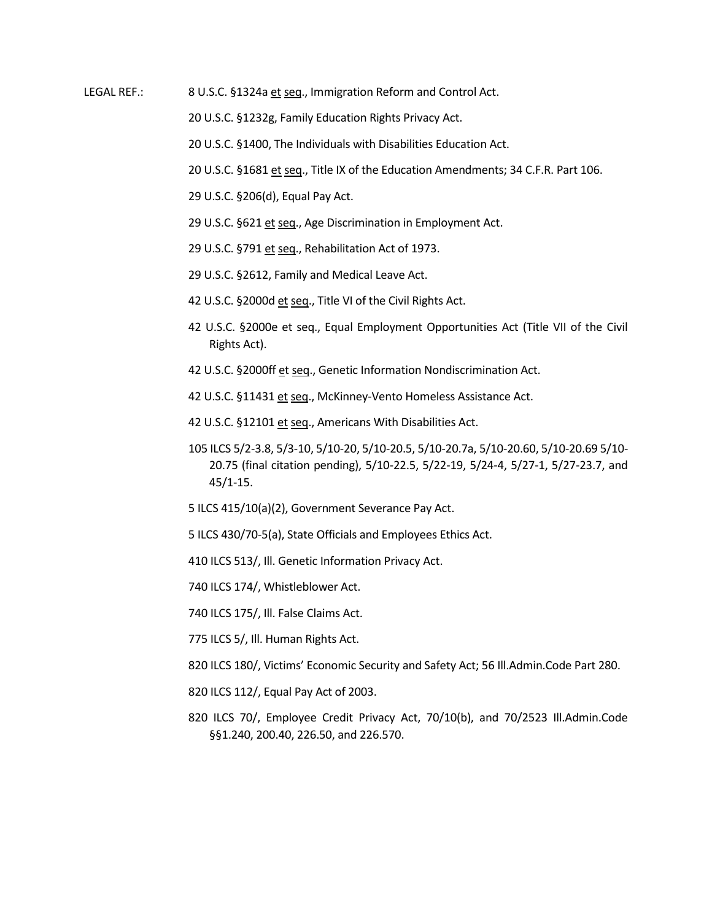LEGAL REF.: 8 U.S.C. §1324a et seq., Immigration Reform and Control Act.

20 U.S.C. §1232g, Family Education Rights Privacy Act.

20 U.S.C. §1400, The Individuals with Disabilities Education Act.

20 U.S.C. §1681 et seq., Title IX of the Education Amendments; 34 C.F.R. Part 106.

29 U.S.C. §206(d), Equal Pay Act.

29 U.S.C. §621 et seq., Age Discrimination in Employment Act.

29 U.S.C. §791 et seq., Rehabilitation Act of 1973.

29 U.S.C. §2612, Family and Medical Leave Act.

42 U.S.C. §2000d et seq., Title VI of the Civil Rights Act.

42 U.S.C. §2000e et seq., Equal Employment Opportunities Act (Title VII of the Civil Rights Act).

42 U.S.C. §2000ff et seq., Genetic Information Nondiscrimination Act.

42 U.S.C. §11431 et seq., McKinney-Vento Homeless Assistance Act.

42 U.S.C. §12101 et seq., Americans With Disabilities Act.

105 ILCS 5/2-3.8, 5/3-10, 5/10-20, 5/10-20.5, 5/10-20.7a, 5/10-20.60, 5/10-20.69 5/10-20.75 (final citation pending), 5/10-22.5, 5/22-19, 5/24-4, 5/27-1, 5/27-23.7, and 45/1-15.

5 ILCS 415/10(a)(2), Government Severance Pay Act.

5 ILCS 430/70-5(a), State Officials and Employees Ethics Act.

410 ILCS 513/, Ill. Genetic Information Privacy Act.

740 ILCS 174/, Whistleblower Act.

740 ILCS 175/, Ill. False Claims Act.

775 ILCS 5/, Ill. Human Rights Act.

820 ILCS 180/, Victims' Economic Security and Safety Act; 56 Ill.Admin.Code Part 280.

820 ILCS 112/, Equal Pay Act of 2003.

820 ILCS 70/, Employee Credit Privacy Act, 70/10(b), and 70/2523 Ill.Admin.Code §§1.240, 200.40, 226.50, and 226.570.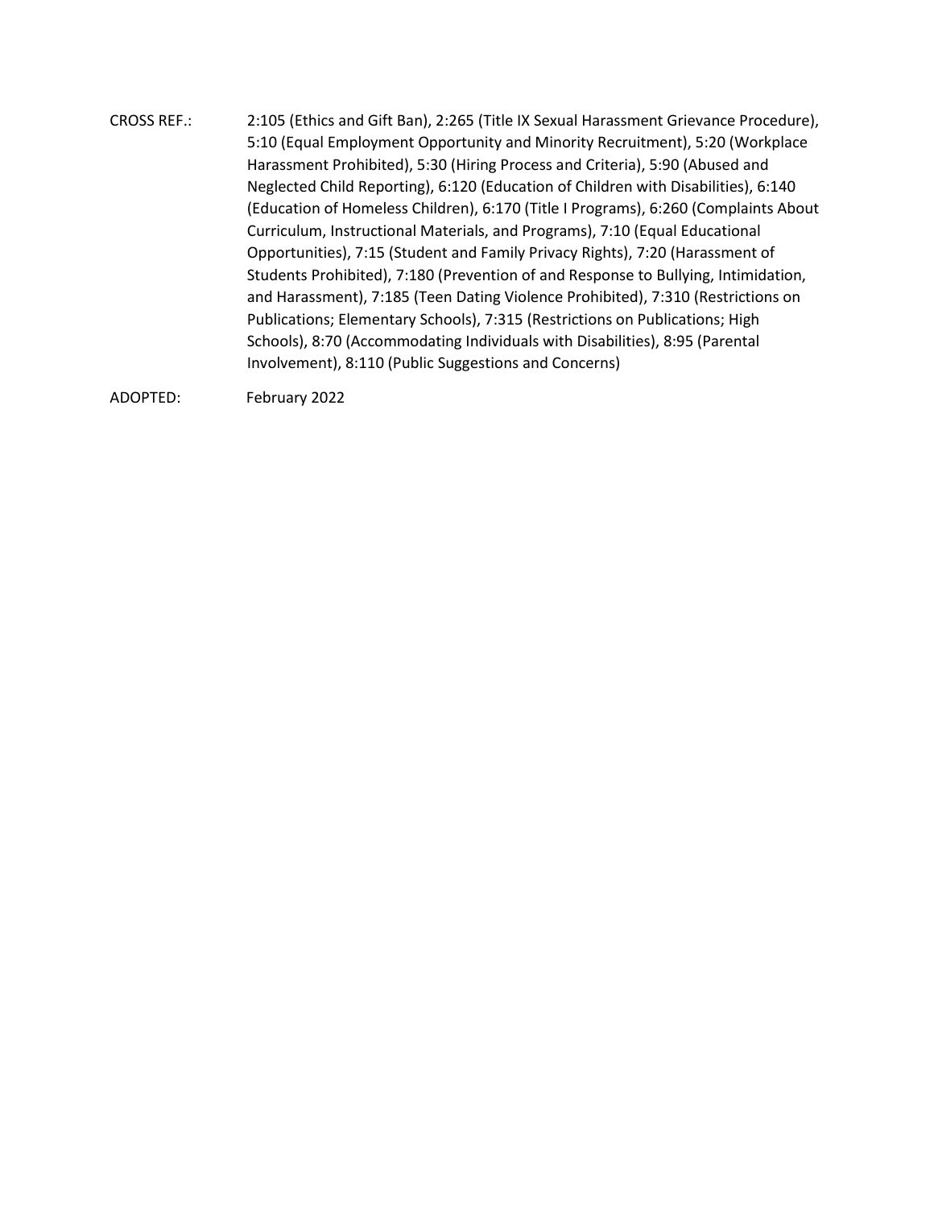CROSS REF.: 2:105 (Ethics and Gift Ban), 2:265 (Title IX Sexual Harassment Grievance Procedure), 5:10 (Equal Employment Opportunity and Minority Recruitment), 5:20 (Workplace Harassment Prohibited), 5:30 (Hiring Process and Criteria), 5:90 (Abused and Neglected Child Reporting), 6:120 (Education of Children with Disabilities), 6:140 (Education of Homeless Children), 6:170 (Title I Programs), 6:260 (Complaints About Curriculum, Instructional Materials, and Programs), 7:10 (Equal Educational Opportunities), 7:15 (Student and Family Privacy Rights), 7:20 (Harassment of Students Prohibited), 7:180 (Prevention of and Response to Bullying, Intimidation, and Harassment), 7:185 (Teen Dating Violence Prohibited), 7:310 (Restrictions on Publications; Elementary Schools), 7:315 (Restrictions on Publications; High Schools), 8:70 (Accommodating Individuals with Disabilities), 8:95 (Parental Involvement), 8:110 (Public Suggestions and Concerns)

ADOPTED: February 2022